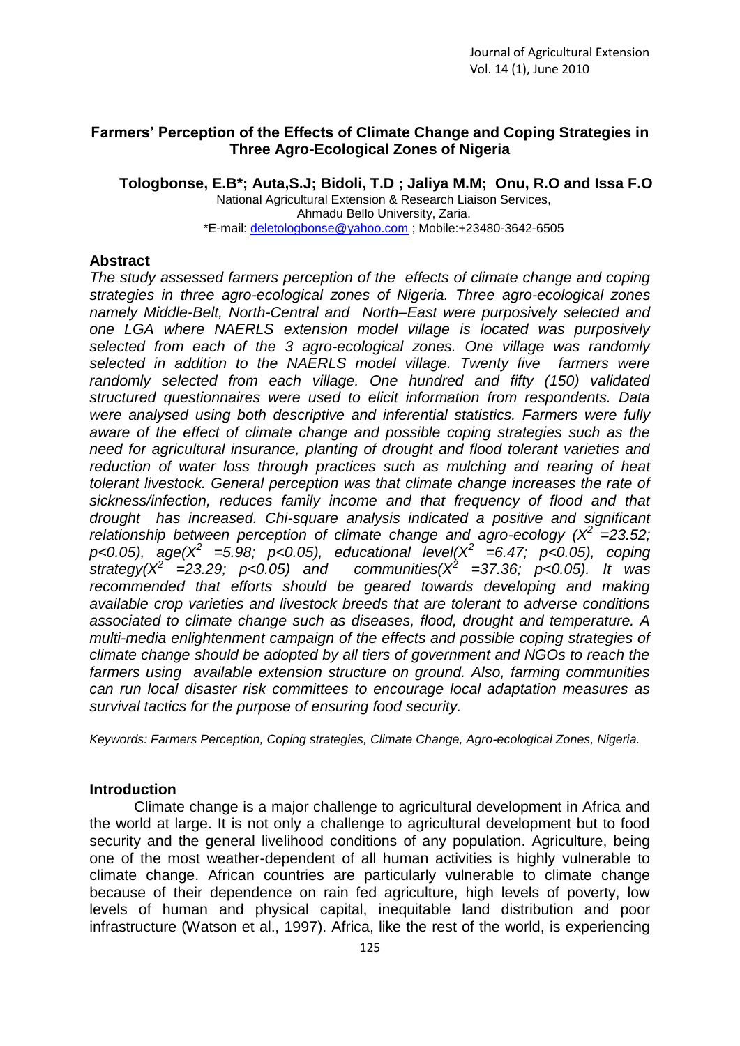## Farmers' Perception of the Effects of Climate Change and Coping Strategies in Three Agro-Ecological Zones of Nigeria

**Tologbonse, E.B*; Auta,S.J; Bidoli, T.D ; Jaliya M.M; Onu, R.O and Issa F.O**

National Agricultural Extension & Research Liaison Services,
Ahmadu Bello University, Zaria.
*E-mail: deletologbonse@yahoo.com ; Mobile:+23480-3642-6505

### Abstract

*The study assessed farmers perception of the effects of climate change and coping strategies in three agro-ecological zones of Nigeria. Three agro-ecological zones namely Middle-Belt, North-Central and North–East were purposively selected and one LGA where NAERLS extension model village is located was purposively selected from each of the 3 agro-ecological zones. One village was randomly selected in addition to the NAERLS model village. Twenty five farmers were randomly selected from each village. One hundred and fifty (150) validated structured questionnaires were used to elicit information from respondents. Data were analysed using both descriptive and inferential statistics. Farmers were fully aware of the effect of climate change and possible coping strategies such as the need for agricultural insurance, planting of drought and flood tolerant varieties and reduction of water loss through practices such as mulching and rearing of heat tolerant livestock. General perception was that climate change increases the rate of sickness/infection, reduces family income and that frequency of flood and that drought has increased. Chi-square analysis indicated a positive and significant relationship between perception of climate change and agro-ecology ($X^2$ =23.52; $p<0.05$), age($X^2$ =5.98; $p<0.05$), educational level($X^2$ =6.47; $p<0.05$), coping strategy($X^2$ =23.29; $p<0.05$) and communities($X^2$ =37.36; $p<0.05$). It was recommended that efforts should be geared towards developing and making available crop varieties and livestock breeds that are tolerant to adverse conditions associated to climate change such as diseases, flood, drought and temperature. A multi-media enlightenment campaign of the effects and possible coping strategies of climate change should be adopted by all tiers of government and NGOs to reach the farmers using available extension structure on ground. Also, farming communities can run local disaster risk committees to encourage local adaptation measures as survival tactics for the purpose of ensuring food security.*

*Keywords: Farmers Perception, Coping strategies, Climate Change, Agro-ecological Zones, Nigeria.*

### Introduction

Climate change is a major challenge to agricultural development in Africa and the world at large. It is not only a challenge to agricultural development but to food security and the general livelihood conditions of any population. Agriculture, being one of the most weather-dependent of all human activities is highly vulnerable to climate change. African countries are particularly vulnerable to climate change because of their dependence on rain fed agriculture, high levels of poverty, low levels of human and physical capital, inequitable land distribution and poor infrastructure (Watson et al., 1997). Africa, like the rest of the world, is experiencing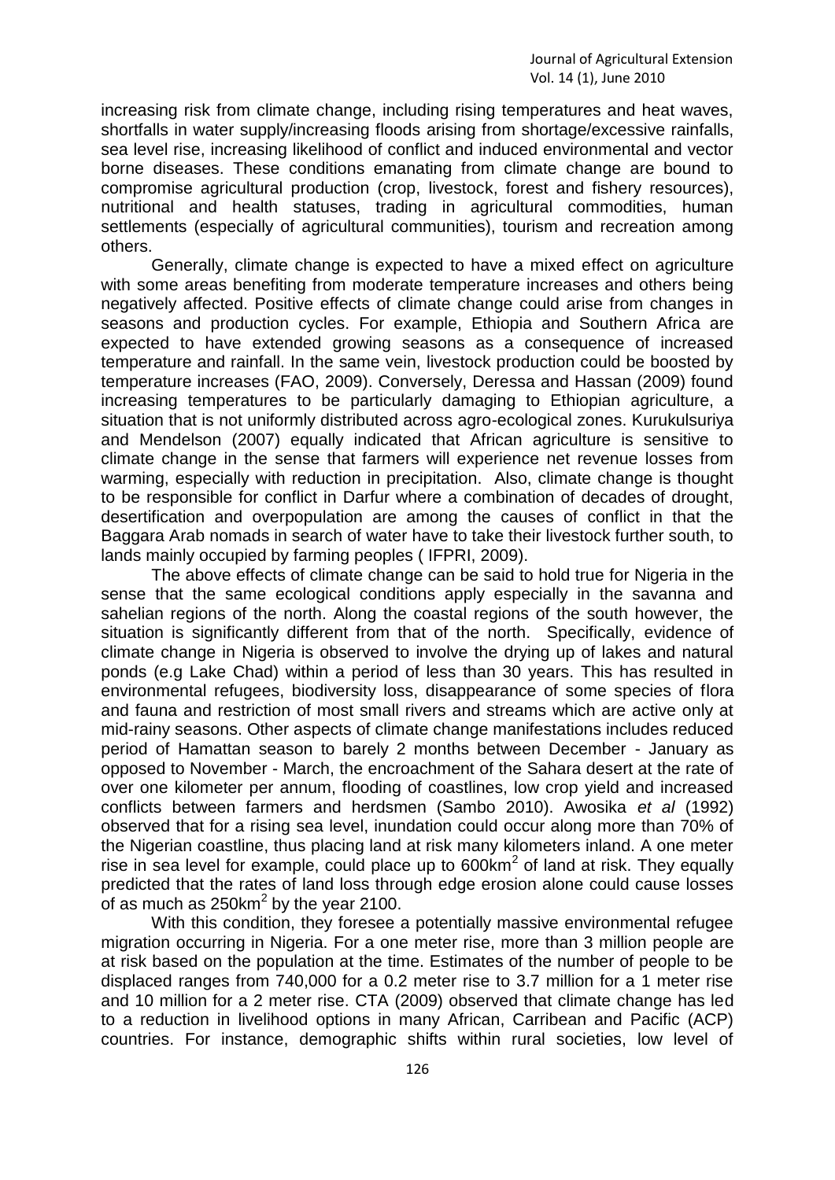increasing risk from climate change, including rising temperatures and heat waves, shortfalls in water supply/increasing floods arising from shortage/excessive rainfalls, sea level rise, increasing likelihood of conflict and induced environmental and vector borne diseases. These conditions emanating from climate change are bound to compromise agricultural production (crop, livestock, forest and fishery resources), nutritional and health statuses, trading in agricultural commodities, human settlements (especially of agricultural communities), tourism and recreation among others.

Generally, climate change is expected to have a mixed effect on agriculture with some areas benefiting from moderate temperature increases and others being negatively affected. Positive effects of climate change could arise from changes in seasons and production cycles. For example, Ethiopia and Southern Africa are expected to have extended growing seasons as a consequence of increased temperature and rainfall. In the same vein, livestock production could be boosted by temperature increases (FAO, 2009). Conversely, Deressa and Hassan (2009) found increasing temperatures to be particularly damaging to Ethiopian agriculture, a situation that is not uniformly distributed across agro-ecological zones. Kurukulsuriya and Mendelson (2007) equally indicated that African agriculture is sensitive to climate change in the sense that farmers will experience net revenue losses from warming, especially with reduction in precipitation. Also, climate change is thought to be responsible for conflict in Darfur where a combination of decades of drought, desertification and overpopulation are among the causes of conflict in that the Baggara Arab nomads in search of water have to take their livestock further south, to lands mainly occupied by farming peoples ( IFPRI, 2009).

The above effects of climate change can be said to hold true for Nigeria in the sense that the same ecological conditions apply especially in the savanna and sahelian regions of the north. Along the coastal regions of the south however, the situation is significantly different from that of the north. Specifically, evidence of climate change in Nigeria is observed to involve the drying up of lakes and natural ponds (e.g Lake Chad) within a period of less than 30 years. This has resulted in environmental refugees, biodiversity loss, disappearance of some species of flora and fauna and restriction of most small rivers and streams which are active only at mid-rainy seasons. Other aspects of climate change manifestations includes reduced period of Hamattan season to barely 2 months between December - January as opposed to November - March, the encroachment of the Sahara desert at the rate of over one kilometer per annum, flooding of coastlines, low crop yield and increased conflicts between farmers and herdsmen (Sambo 2010). Awosika *et al* (1992) observed that for a rising sea level, inundation could occur along more than 70% of the Nigerian coastline, thus placing land at risk many kilometers inland. A one meter rise in sea level for example, could place up to 600km$^2$ of land at risk. They equally predicted that the rates of land loss through edge erosion alone could cause losses of as much as 250km$^2$ by the year 2100.

With this condition, they foresee a potentially massive environmental refugee migration occurring in Nigeria. For a one meter rise, more than 3 million people are at risk based on the population at the time. Estimates of the number of people to be displaced ranges from 740,000 for a 0.2 meter rise to 3.7 million for a 1 meter rise and 10 million for a 2 meter rise. CTA (2009) observed that climate change has led to a reduction in livelihood options in many African, Carribean and Pacific (ACP) countries. For instance, demographic shifts within rural societies, low level of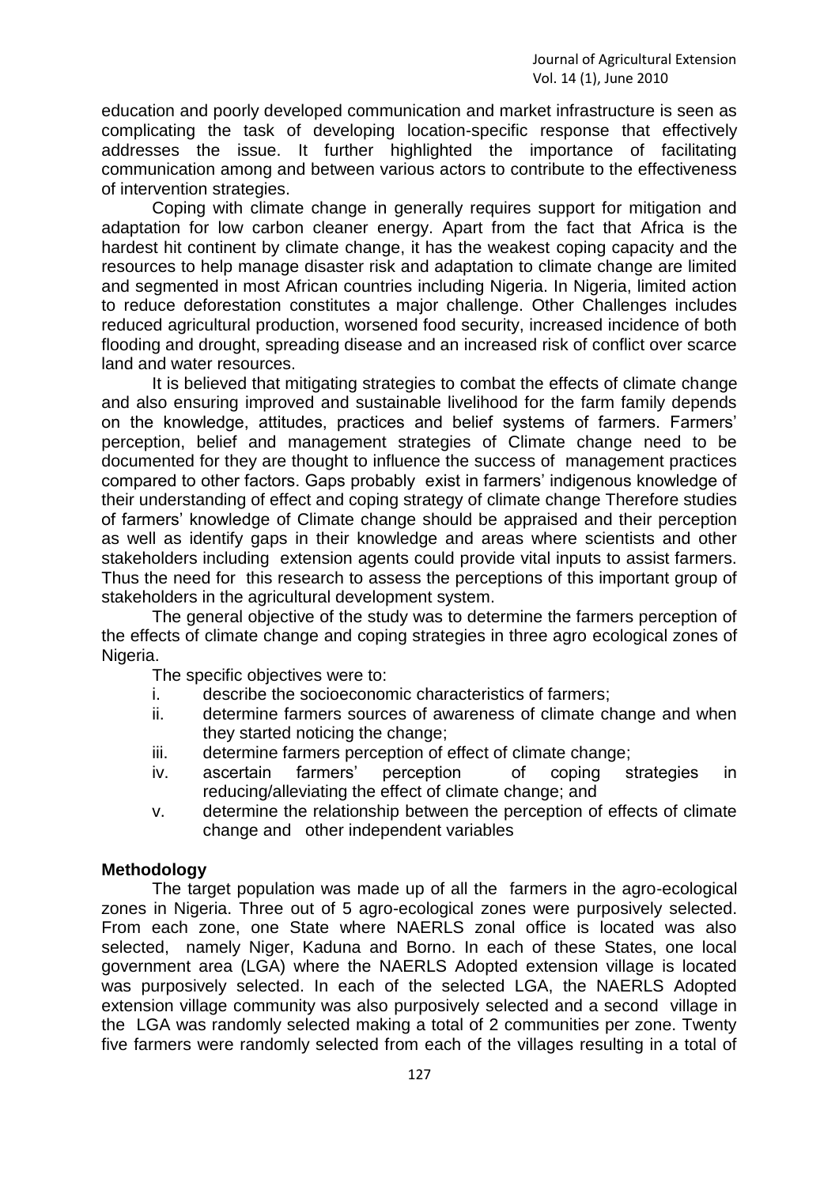education and poorly developed communication and market infrastructure is seen as complicating the task of developing location-specific response that effectively addresses the issue. It further highlighted the importance of facilitating communication among and between various actors to contribute to the effectiveness of intervention strategies.

Coping with climate change in generally requires support for mitigation and adaptation for low carbon cleaner energy. Apart from the fact that Africa is the hardest hit continent by climate change, it has the weakest coping capacity and the resources to help manage disaster risk and adaptation to climate change are limited and segmented in most African countries including Nigeria. In Nigeria, limited action to reduce deforestation constitutes a major challenge. Other Challenges includes reduced agricultural production, worsened food security, increased incidence of both flooding and drought, spreading disease and an increased risk of conflict over scarce land and water resources.

It is believed that mitigating strategies to combat the effects of climate change and also ensuring improved and sustainable livelihood for the farm family depends on the knowledge, attitudes, practices and belief systems of farmers. Farmers' perception, belief and management strategies of Climate change need to be documented for they are thought to influence the success of management practices compared to other factors. Gaps probably exist in farmers' indigenous knowledge of their understanding of effect and coping strategy of climate change Therefore studies of farmers' knowledge of Climate change should be appraised and their perception as well as identify gaps in their knowledge and areas where scientists and other stakeholders including extension agents could provide vital inputs to assist farmers. Thus the need for this research to assess the perceptions of this important group of stakeholders in the agricultural development system.

The general objective of the study was to determine the farmers perception of the effects of climate change and coping strategies in three agro ecological zones of Nigeria.

The specific objectives were to:

i. describe the socioeconomic characteristics of farmers;
ii. determine farmers sources of awareness of climate change and when they started noticing the change;
iii. determine farmers perception of effect of climate change;
iv. ascertain farmers' perception of coping strategies in reducing/alleviating the effect of climate change; and
v. determine the relationship between the perception of effects of climate change and other independent variables

**Methodology**

The target population was made up of all the farmers in the agro-ecological zones in Nigeria. Three out of 5 agro-ecological zones were purposively selected. From each zone, one State where NAERLS zonal office is located was also selected, namely Niger, Kaduna and Borno. In each of these States, one local government area (LGA) where the NAERLS Adopted extension village is located was purposively selected. In each of the selected LGA, the NAERLS Adopted extension village community was also purposively selected and a second village in the LGA was randomly selected making a total of 2 communities per zone. Twenty five farmers were randomly selected from each of the villages resulting in a total of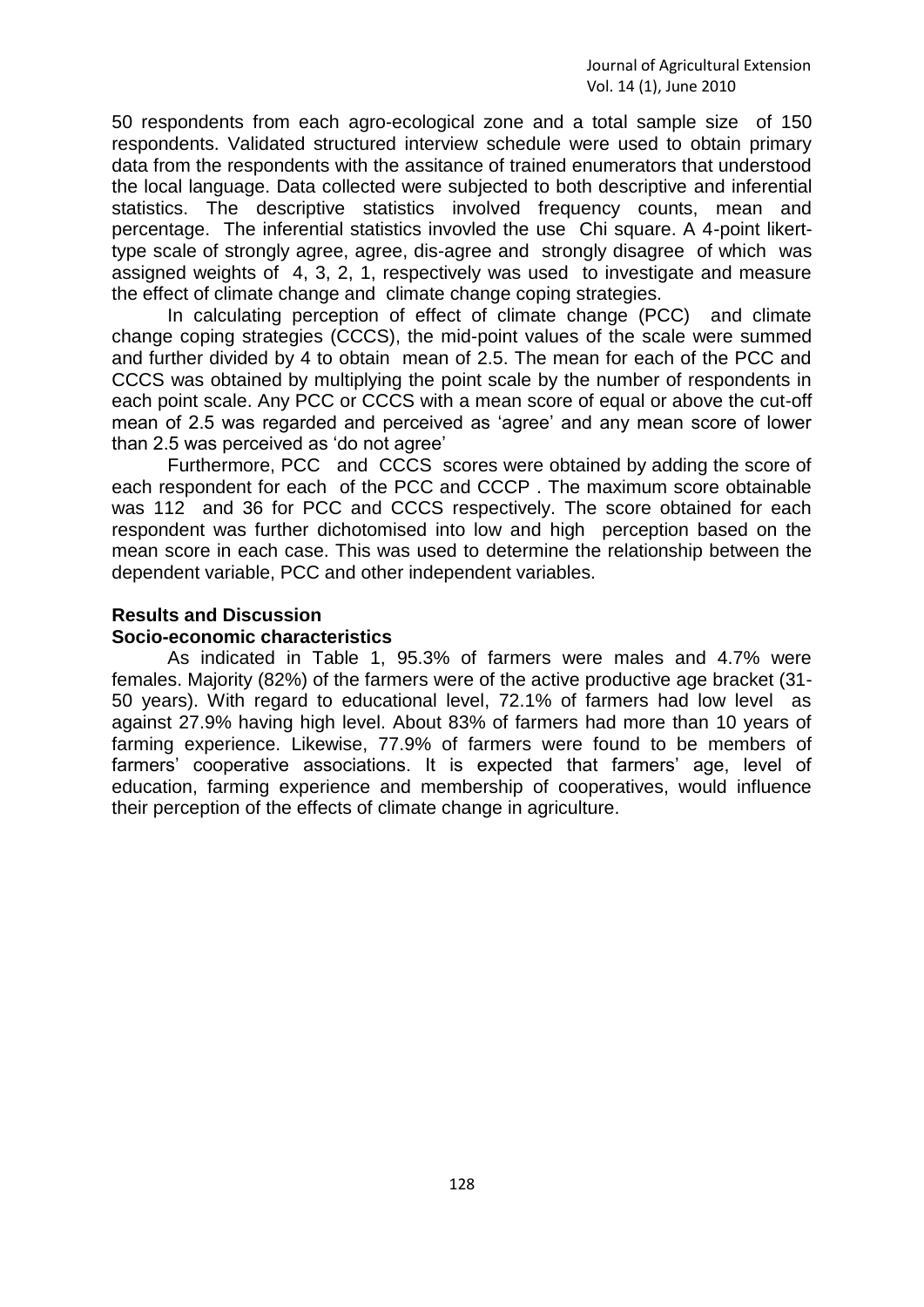50 respondents from each agro-ecological zone and a total sample size of 150 respondents. Validated structured interview schedule were used to obtain primary data from the respondents with the assitance of trained enumerators that understood the local language. Data collected were subjected to both descriptive and inferential statistics. The descriptive statistics involved frequency counts, mean and percentage. The inferential statistics invovled the use Chi square. A 4-point likert-type scale of strongly agree, agree, dis-agree and strongly disagree of which was assigned weights of 4, 3, 2, 1, respectively was used to investigate and measure the effect of climate change and climate change coping strategies.

In calculating perception of effect of climate change (PCC) and climate change coping strategies (CCCS), the mid-point values of the scale were summed and further divided by 4 to obtain mean of 2.5. The mean for each of the PCC and CCCS was obtained by multiplying the point scale by the number of respondents in each point scale. Any PCC or CCCS with a mean score of equal or above the cut-off mean of 2.5 was regarded and perceived as 'agree' and any mean score of lower than 2.5 was perceived as 'do not agree'

Furthermore, PCC and CCCS scores were obtained by adding the score of each respondent for each of the PCC and CCCP . The maximum score obtainable was 112 and 36 for PCC and CCCS respectively. The score obtained for each respondent was further dichotomised into low and high perception based on the mean score in each case. This was used to determine the relationship between the dependent variable, PCC and other independent variables.

## Results and Discussion

### Socio-economic characteristics

As indicated in Table 1, 95.3% of farmers were males and 4.7% were females. Majority (82%) of the farmers were of the active productive age bracket (31-50 years). With regard to educational level, 72.1% of farmers had low level as against 27.9% having high level. About 83% of farmers had more than 10 years of farming experience. Likewise, 77.9% of farmers were found to be members of farmers' cooperative associations. It is expected that farmers' age, level of education, farming experience and membership of cooperatives, would influence their perception of the effects of climate change in agriculture.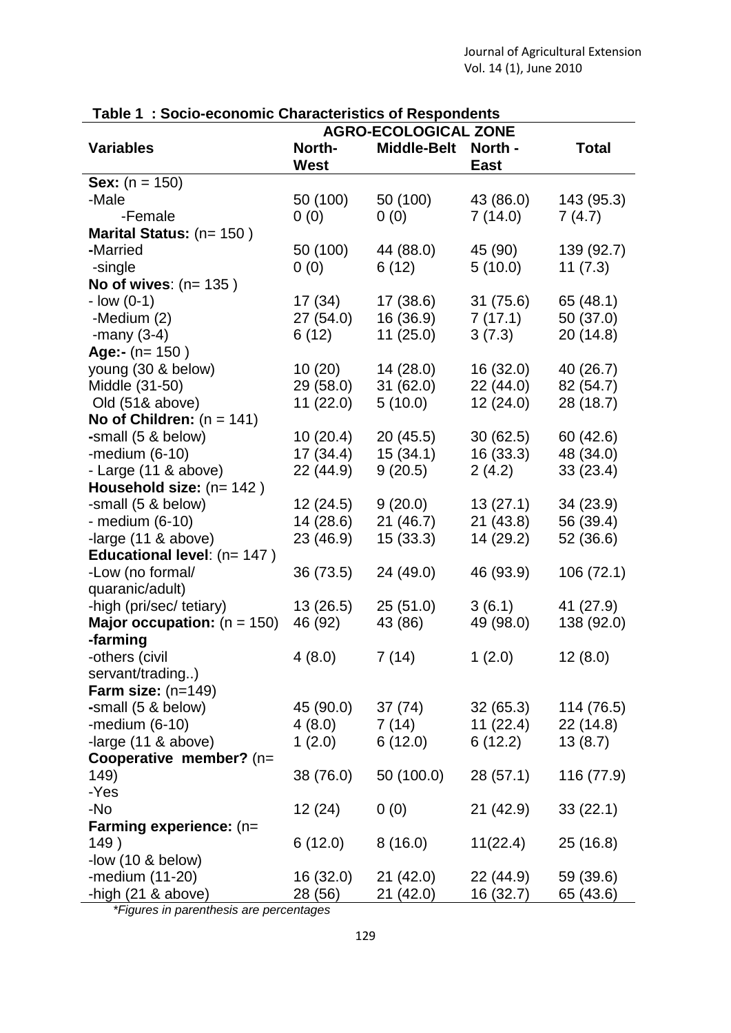**Table 1 : Socio-economic Characteristics of Respondents**

| Variables | AGRO-ECOLOGICAL ZONE | | | |
|---|---|---|---|---|
| | North-West | Middle-Belt | North - East | Total |
| **Sex:** (n = 150) | | | | |
| -Male | 50 (100) | 50 (100) | 43 (86.0) | 143 (95.3) |
| -Female | 0 (0) | 0 (0) | 7 (14.0) | 7 (4.7) |
| **Marital Status:** (n= 150 ) | | | | |
| -Married | 50 (100) | 44 (88.0) | 45 (90) | 139 (92.7) |
| -single | 0 (0) | 6 (12) | 5 (10.0) | 11 (7.3) |
| **No of wives**: (n= 135 ) | | | | |
| - low (0-1) | 17 (34) | 17 (38.6) | 31 (75.6) | 65 (48.1) |
| -Medium (2) | 27 (54.0) | 16 (36.9) | 7 (17.1) | 50 (37.0) |
| -many (3-4) | 6 (12) | 11 (25.0) | 3 (7.3) | 20 (14.8) |
| **Age:-** (n= 150 ) | | | | |
| young (30 & below) | 10 (20) | 14 (28.0) | 16 (32.0) | 40 (26.7) |
| Middle (31-50) | 29 (58.0) | 31 (62.0) | 22 (44.0) | 82 (54.7) |
| Old (51& above) | 11 (22.0) | 5 (10.0) | 12 (24.0) | 28 (18.7) |
| **No of Children:** (n = 141) | | | | |
| -small (5 & below) | 10 (20.4) | 20 (45.5) | 30 (62.5) | 60 (42.6) |
| -medium (6-10) | 17 (34.4) | 15 (34.1) | 16 (33.3) | 48 (34.0) |
| - Large (11 & above) | 22 (44.9) | 9 (20.5) | 2 (4.2) | 33 (23.4) |
| **Household size:** (n= 142 ) | | | | |
| -small (5 & below) | 12 (24.5) | 9 (20.0) | 13 (27.1) | 34 (23.9) |
| - medium (6-10) | 14 (28.6) | 21 (46.7) | 21 (43.8) | 56 (39.4) |
| -large (11 & above) | 23 (46.9) | 15 (33.3) | 14 (29.2) | 52 (36.6) |
| **Educational level**: (n= 147 ) | | | | |
| -Low (no formal/ quaranic/adult) | 36 (73.5) | 24 (49.0) | 46 (93.9) | 106 (72.1) |
| -high (pri/sec/ tetiary) | 13 (26.5) | 25 (51.0) | 3 (6.1) | 41 (27.9) |
| **Major occupation:** (n = 150) **-farming** | 46 (92) | 43 (86) | 49 (98.0) | 138 (92.0) |
| -others (civil servant/trading..) | 4 (8.0) | 7 (14) | 1 (2.0) | 12 (8.0) |
| **Farm size:** (n=149) | | | | |
| -small (5 & below) | 45 (90.0) | 37 (74) | 32 (65.3) | 114 (76.5) |
| -medium (6-10) | 4 (8.0) | 7 (14) | 11 (22.4) | 22 (14.8) |
| -large (11 & above) | 1 (2.0) | 6 (12.0) | 6 (12.2) | 13 (8.7) |
| **Cooperative member?** (n= 149) -Yes | 38 (76.0) | 50 (100.0) | 28 (57.1) | 116 (77.9) |
| -No | 12 (24) | 0 (0) | 21 (42.9) | 33 (22.1) |
| **Farming experience:** (n= 149 ) -low (10 & below) | 6 (12.0) | 8 (16.0) | 11(22.4) | 25 (16.8) |
| -medium (11-20) | 16 (32.0) | 21 (42.0) | 22 (44.9) | 59 (39.6) |
| -high (21 & above) | 28 (56) | 21 (42.0) | 16 (32.7) | 65 (43.6) |

*\*Figures in parenthesis are percentages*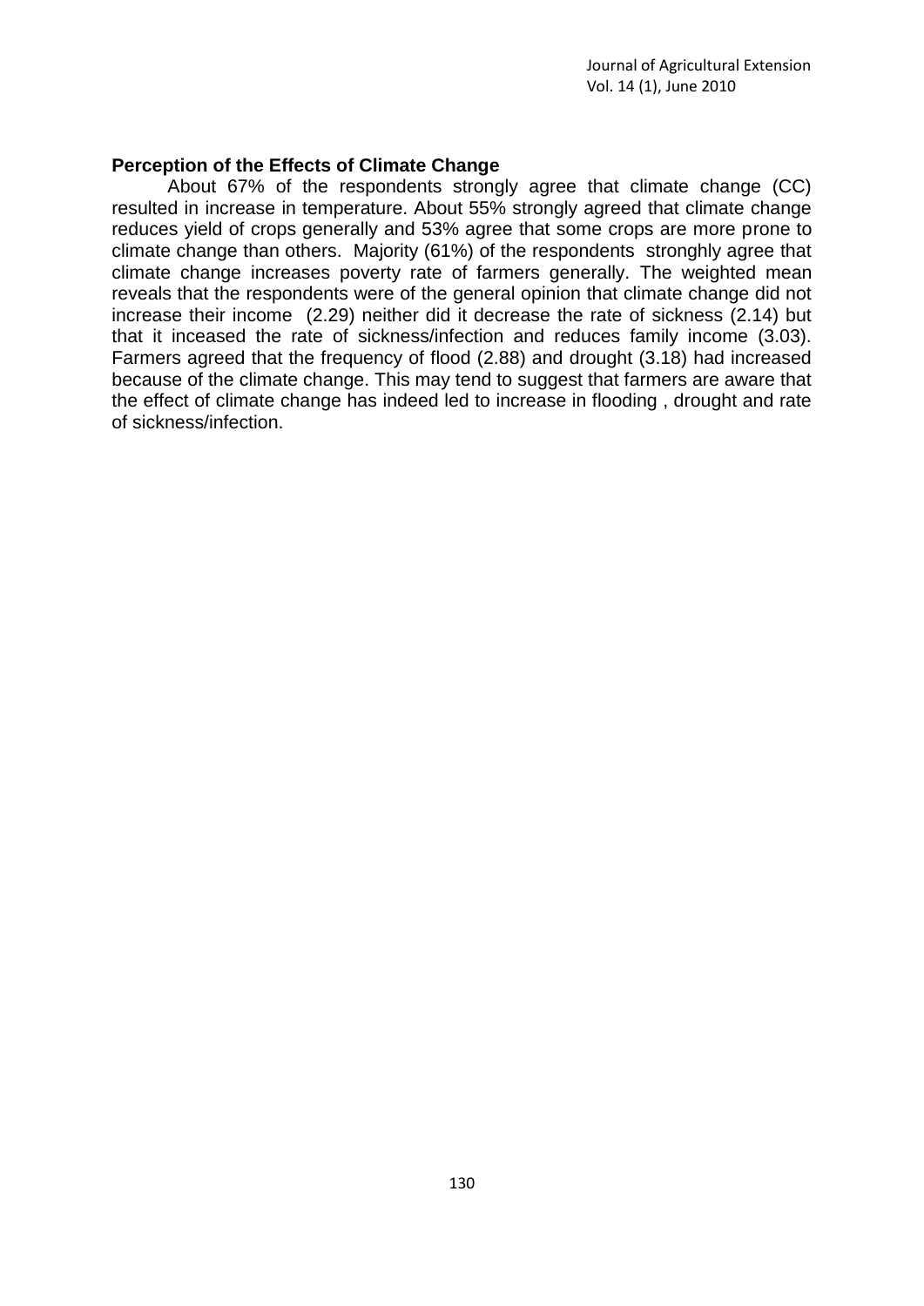**Perception of the Effects of Climate Change**

About 67% of the respondents strongly agree that climate change (CC) resulted in increase in temperature. About 55% strongly agreed that climate change reduces yield of crops generally and 53% agree that some crops are more prone to climate change than others. Majority (61%) of the respondents stronghly agree that climate change increases poverty rate of farmers generally. The weighted mean reveals that the respondents were of the general opinion that climate change did not increase their income (2.29) neither did it decrease the rate of sickness (2.14) but that it inceased the rate of sickness/infection and reduces family income (3.03). Farmers agreed that the frequency of flood (2.88) and drought (3.18) had increased because of the climate change. This may tend to suggest that farmers are aware that the effect of climate change has indeed led to increase in flooding , drought and rate of sickness/infection.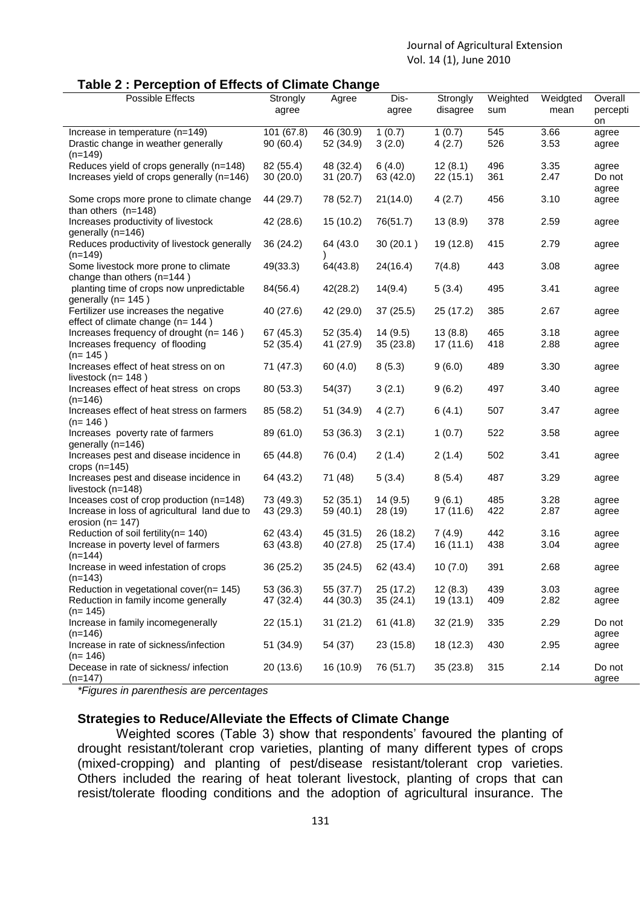**Table 2 : Perception of Effects of Climate Change**

| Possible Effects | Strongly agree | Agree | Dis-agree | Strongly disagree | Weighted sum | Weidgted mean | Overall percepti on |
|---|---|---|---|---|---|---|---|
| Increase in temperature (n=149) | 101 (67.8) | 46 (30.9) | 1 (0.7) | 1 (0.7) | 545 | 3.66 | agree |
| Drastic change in weather generally (n=149) | 90 (60.4) | 52 (34.9) | 3 (2.0) | 4 (2.7) | 526 | 3.53 | agree |
| Reduces yield of crops generally (n=148) | 82 (55.4) | 48 (32.4) | 6 (4.0) | 12 (8.1) | 496 | 3.35 | agree |
| Increases yield of crops generally (n=146) | 30 (20.0) | 31 (20.7) | 63 (42.0) | 22 (15.1) | 361 | 2.47 | Do not agree |
| Some crops more prone to climate change than others (n=148) | 44 (29.7) | 78 (52.7) | 21(14.0) | 4 (2.7) | 456 | 3.10 | agree |
| Increases productivity of livestock generally (n=146) | 42 (28.6) | 15 (10.2) | 76(51.7) | 13 (8.9) | 378 | 2.59 | agree |
| Reduces productivity of livestock generally (n=149) | 36 (24.2) | 64 (43.0 ) | 30 (20.1 ) | 19 (12.8) | 415 | 2.79 | agree |
| Some livestock more prone to climate change than others (n=144 ) | 49(33.3) | 64(43.8) | 24(16.4) | 7(4.8) | 443 | 3.08 | agree |
| planting time of crops now unpredictable generally (n= 145 ) | 84(56.4) | 42(28.2) | 14(9.4) | 5 (3.4) | 495 | 3.41 | agree |
| Fertilizer use increases the negative effect of climate change (n= 144 ) | 40 (27.6) | 42 (29.0) | 37 (25.5) | 25 (17.2) | 385 | 2.67 | agree |
| Increases frequency of drought (n= 146 ) | 67 (45.3) | 52 (35.4) | 14 (9.5) | 13 (8.8) | 465 | 3.18 | agree |
| Increases frequency of flooding (n= 145 ) | 52 (35.4) | 41 (27.9) | 35 (23.8) | 17 (11.6) | 418 | 2.88 | agree |
| Increases effect of heat stress on on livestock (n= 148 ) | 71 (47.3) | 60 (4.0) | 8 (5.3) | 9 (6.0) | 489 | 3.30 | agree |
| Increases effect of heat stress on crops (n=146) | 80 (53.3) | 54(37) | 3 (2.1) | 9 (6.2) | 497 | 3.40 | agree |
| Increases effect of heat stress on farmers (n= 146 ) | 85 (58.2) | 51 (34.9) | 4 (2.7) | 6 (4.1) | 507 | 3.47 | agree |
| Increases poverty rate of farmers generally (n=146) | 89 (61.0) | 53 (36.3) | 3 (2.1) | 1 (0.7) | 522 | 3.58 | agree |
| Increases pest and disease incidence in crops (n=145) | 65 (44.8) | 76 (0.4) | 2 (1.4) | 2 (1.4) | 502 | 3.41 | agree |
| Increases pest and disease incidence in livestock (n=148) | 64 (43.2) | 71 (48) | 5 (3.4) | 8 (5.4) | 487 | 3.29 | agree |
| Inceases cost of crop production (n=148) | 73 (49.3) | 52 (35.1) | 14 (9.5) | 9 (6.1) | 485 | 3.28 | agree |
| Increase in loss of agricultural land due to erosion (n= 147) | 43 (29.3) | 59 (40.1) | 28 (19) | 17 (11.6) | 422 | 2.87 | agree |
| Reduction of soil fertility(n= 140) | 62 (43.4) | 45 (31.5) | 26 (18.2) | 7 (4.9) | 442 | 3.16 | agree |
| Increase in poverty level of farmers (n=144) | 63 (43.8) | 40 (27.8) | 25 (17.4) | 16 (11.1) | 438 | 3.04 | agree |
| Increase in weed infestation of crops (n=143) | 36 (25.2) | 35 (24.5) | 62 (43.4) | 10 (7.0) | 391 | 2.68 | agree |
| Reduction in vegetational cover(n= 145) | 53 (36.3) | 55 (37.7) | 25 (17.2) | 12 (8.3) | 439 | 3.03 | agree |
| Reduction in family income generally (n= 145) | 47 (32.4) | 44 (30.3) | 35 (24.1) | 19 (13.1) | 409 | 2.82 | agree |
| Increase in family incomegenerally (n=146) | 22 (15.1) | 31 (21.2) | 61 (41.8) | 32 (21.9) | 335 | 2.29 | Do not agree |
| Increase in rate of sickness/infection (n= 146) | 51 (34.9) | 54 (37) | 23 (15.8) | 18 (12.3) | 430 | 2.95 | agree |
| Decease in rate of sickness/ infection (n=147) | 20 (13.6) | 16 (10.9) | 76 (51.7) | 35 (23.8) | 315 | 2.14 | Do not agree |

*Figures in parenthesis are percentages*

### Strategies to Reduce/Alleviate the Effects of Climate Change

Weighted scores (Table 3) show that respondents' favoured the planting of drought resistant/tolerant crop varieties, planting of many different types of crops (mixed-cropping) and planting of pest/disease resistant/tolerant crop varieties. Others included the rearing of heat tolerant livestock, planting of crops that can resist/tolerate flooding conditions and the adoption of agricultural insurance. The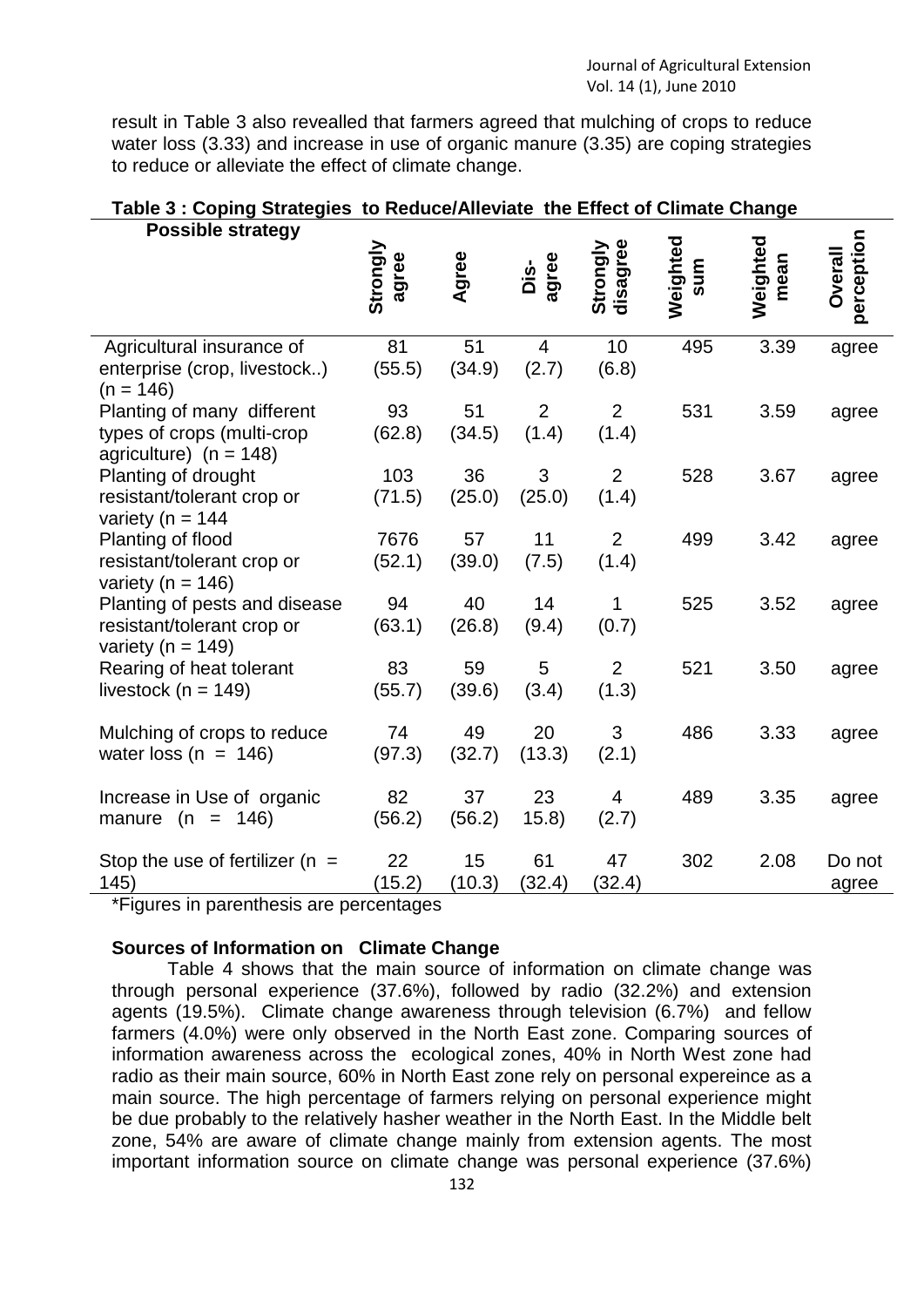result in Table 3 also revealled that farmers agreed that mulching of crops to reduce water loss (3.33) and increase in use of organic manure (3.35) are coping strategies to reduce or alleviate the effect of climate change.

**Table 3 : Coping Strategies to Reduce/Alleviate the Effect of Climate Change**

| Possible strategy | Strongly agree | Agree | Dis-agree | Strongly disagree | Weighted sum | Weighted mean | Overall perception |
|---|---|---|---|---|---|---|---|
| Agricultural insurance of enterprise (crop, livestock..) (n = 146) | 81 (55.5) | 51 (34.9) | 4 (2.7) | 10 (6.8) | 495 | 3.39 | agree |
| Planting of many different types of crops (multi-crop agriculture) (n = 148) | 93 (62.8) | 51 (34.5) | 2 (1.4) | 2 (1.4) | 531 | 3.59 | agree |
| Planting of drought resistant/tolerant crop or variety (n = 144 | 103 (71.5) | 36 (25.0) | 3 (25.0) | 2 (1.4) | 528 | 3.67 | agree |
| Planting of flood resistant/tolerant crop or variety (n = 146) | 7676 (52.1) | 57 (39.0) | 11 (7.5) | 2 (1.4) | 499 | 3.42 | agree |
| Planting of pests and disease resistant/tolerant crop or variety (n = 149) | 94 (63.1) | 40 (26.8) | 14 (9.4) | 1 (0.7) | 525 | 3.52 | agree |
| Rearing of heat tolerant livestock (n = 149) | 83 (55.7) | 59 (39.6) | 5 (3.4) | 2 (1.3) | 521 | 3.50 | agree |
| Mulching of crops to reduce water loss (n = 146) | 74 (97.3) | 49 (32.7) | 20 (13.3) | 3 (2.1) | 486 | 3.33 | agree |
| Increase in Use of organic manure (n = 146) | 82 (56.2) | 37 (56.2) | 23 15.8) | 4 (2.7) | 489 | 3.35 | agree |
| Stop the use of fertilizer (n = 145) | 22 (15.2) | 15 (10.3) | 61 (32.4) | 47 (32.4) | 302 | 2.08 | Do not agree |

*Figures in parenthesis are percentages

### Sources of Information on Climate Change

Table 4 shows that the main source of information on climate change was through personal experience (37.6%), followed by radio (32.2%) and extension agents (19.5%). Climate change awareness through television (6.7%) and fellow farmers (4.0%) were only observed in the North East zone. Comparing sources of information awareness across the ecological zones, 40% in North West zone had radio as their main source, 60% in North East zone rely on personal expereince as a main source. The high percentage of farmers relying on personal experience might be due probably to the relatively hasher weather in the North East. In the Middle belt zone, 54% are aware of climate change mainly from extension agents. The most important information source on climate change was personal experience (37.6%)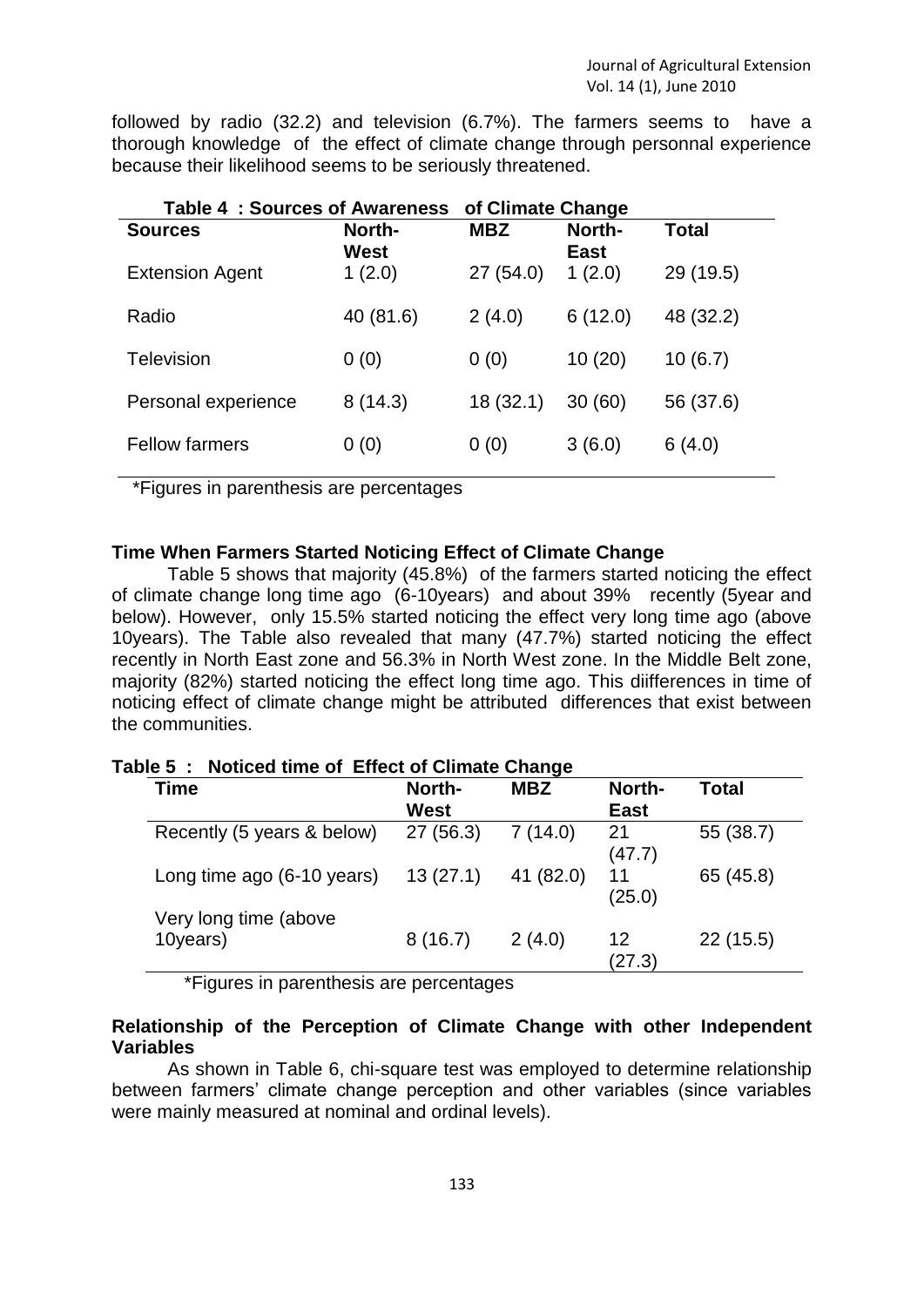followed by radio (32.2) and television (6.7%). The farmers seems to have a thorough knowledge of the effect of climate change through personnal experience because their likelihood seems to be seriously threatened.

**Table 4 : Sources of Awareness of Climate Change**

| Sources | North-West | MBZ | North-East | Total |
|---|---|---|---|---|
| Extension Agent | 1 (2.0) | 27 (54.0) | 1 (2.0) | 29 (19.5) |
| Radio | 40 (81.6) | 2 (4.0) | 6 (12.0) | 48 (32.2) |
| Television | 0 (0) | 0 (0) | 10 (20) | 10 (6.7) |
| Personal experience | 8 (14.3) | 18 (32.1) | 30 (60) | 56 (37.6) |
| Fellow farmers | 0 (0) | 0 (0) | 3 (6.0) | 6 (4.0) |

*Figures in parenthesis are percentages

### Time When Farmers Started Noticing Effect of Climate Change

Table 5 shows that majority (45.8%) of the farmers started noticing the effect of climate change long time ago (6-10years) and about 39% recently (5year and below). However, only 15.5% started noticing the effect very long time ago (above 10years). The Table also revealed that many (47.7%) started noticing the effect recently in North East zone and 56.3% in North West zone. In the Middle Belt zone, majority (82%) started noticing the effect long time ago. This diifferences in time of noticing effect of climate change might be attributed differences that exist between the communities.

**Table 5 : Noticed time of Effect of Climate Change**

| Time | North-West | MBZ | North-East | Total |
|---|---|---|---|---|
| Recently (5 years & below) | 27 (56.3) | 7 (14.0) | 21 (47.7) | 55 (38.7) |
| Long time ago (6-10 years) | 13 (27.1) | 41 (82.0) | 11 (25.0) | 65 (45.8) |
| Very long time (above 10years) | 8 (16.7) | 2 (4.0) | 12 (27.3) | 22 (15.5) |

*Figures in parenthesis are percentages

### Relationship of the Perception of Climate Change with other Independent Variables

As shown in Table 6, chi-square test was employed to determine relationship between farmers' climate change perception and other variables (since variables were mainly measured at nominal and ordinal levels).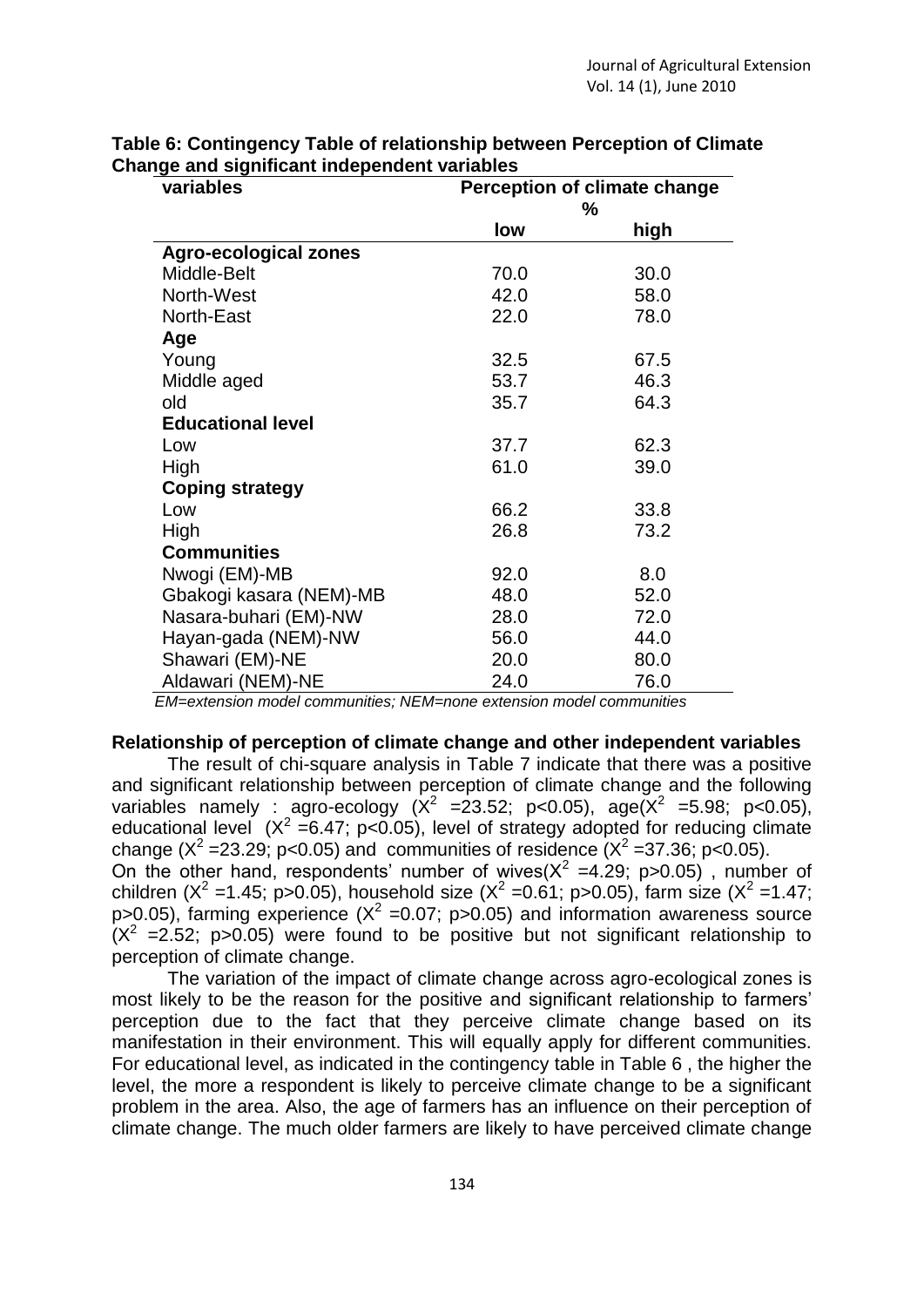**Table 6: Contingency Table of relationship between Perception of Climate Change and significant independent variables**

| variables | Perception of climate change % | |
|---|---|---|
| | low | high |
| **Agro-ecological zones** | | |
| Middle-Belt | 70.0 | 30.0 |
| North-West | 42.0 | 58.0 |
| North-East | 22.0 | 78.0 |
| **Age** | | |
| Young | 32.5 | 67.5 |
| Middle aged | 53.7 | 46.3 |
| old | 35.7 | 64.3 |
| **Educational level** | | |
| Low | 37.7 | 62.3 |
| High | 61.0 | 39.0 |
| **Coping strategy** | | |
| Low | 66.2 | 33.8 |
| High | 26.8 | 73.2 |
| **Communities** | | |
| Nwogi (EM)-MB | 92.0 | 8.0 |
| Gbakogi kasara (NEM)-MB | 48.0 | 52.0 |
| Nasara-buhari (EM)-NW | 28.0 | 72.0 |
| Hayan-gada (NEM)-NW | 56.0 | 44.0 |
| Shawari (EM)-NE | 20.0 | 80.0 |
| Aldawari (NEM)-NE | 24.0 | 76.0 |

*EM=extension model communities; NEM=none extension model communities*

**Relationship of perception of climate change and other independent variables**

The result of chi-square analysis in Table 7 indicate that there was a positive and significant relationship between perception of climate change and the following variables namely : agro-ecology ($X^2$ =23.52; $p<0.05$), age($X^2$ =5.98; $p<0.05$), educational level ($X^2$ =6.47; $p<0.05$), level of strategy adopted for reducing climate change ($X^2$ =23.29; $p<0.05$) and communities of residence ($X^2$ =37.36; $p<0.05$).

On the other hand, respondents' number of wives($X^2$ =4.29; $p>0.05$) , number of children ($X^2$ =1.45; $p>0.05$), household size ($X^2$ =0.61; $p>0.05$), farm size ($X^2$ =1.47; $p>0.05$), farming experience ($X^2$ =0.07; $p>0.05$) and information awareness source ($X^2$ =2.52; $p>0.05$) were found to be positive but not significant relationship to perception of climate change.

The variation of the impact of climate change across agro-ecological zones is most likely to be the reason for the positive and significant relationship to farmers' perception due to the fact that they perceive climate change based on its manifestation in their environment. This will equally apply for different communities. For educational level, as indicated in the contingency table in Table 6 , the higher the level, the more a respondent is likely to perceive climate change to be a significant problem in the area. Also, the age of farmers has an influence on their perception of climate change. The much older farmers are likely to have perceived climate change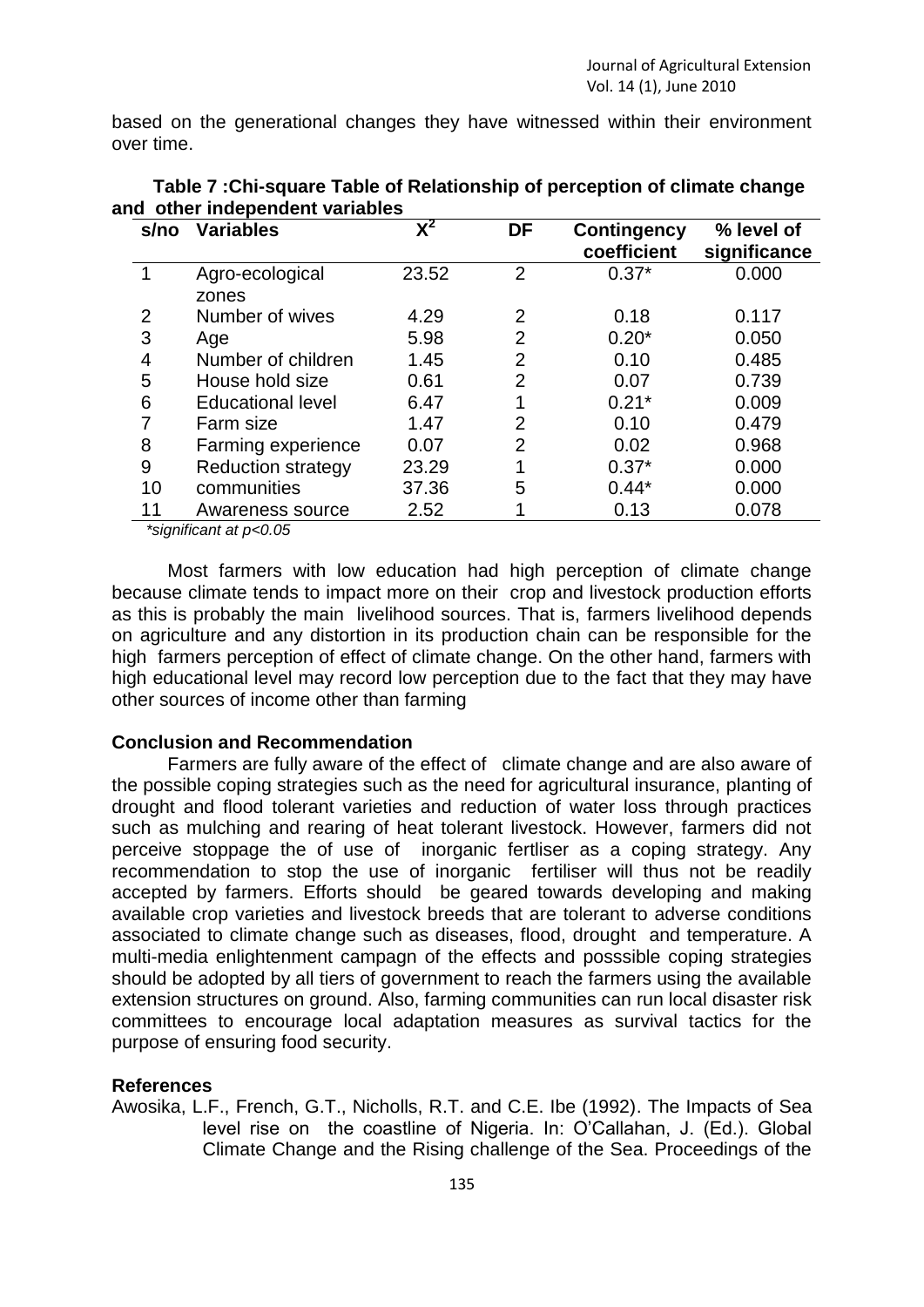based on the generational changes they have witnessed within their environment over time.

**Table 7 :Chi-square Table of Relationship of perception of climate change and other independent variables**

| s/no | Variables | $X^2$ | DF | Contingency coefficient | % level of significance |
|---|---|---|---|---|---|
| 1 | Agro-ecological zones | 23.52 | 2 | 0.37* | 0.000 |
| 2 | Number of wives | 4.29 | 2 | 0.18 | 0.117 |
| 3 | Age | 5.98 | 2 | 0.20* | 0.050 |
| 4 | Number of children | 1.45 | 2 | 0.10 | 0.485 |
| 5 | House hold size | 0.61 | 2 | 0.07 | 0.739 |
| 6 | Educational level | 6.47 | 1 | 0.21* | 0.009 |
| 7 | Farm size | 1.47 | 2 | 0.10 | 0.479 |
| 8 | Farming experience | 0.07 | 2 | 0.02 | 0.968 |
| 9 | Reduction strategy | 23.29 | 1 | 0.37* | 0.000 |
| 10 | communities | 37.36 | 5 | 0.44* | 0.000 |
| 11 | Awareness source | 2.52 | 1 | 0.13 | 0.078 |

*\*significant at $p<0.05$*

Most farmers with low education had high perception of climate change because climate tends to impact more on their crop and livestock production efforts as this is probably the main livelihood sources. That is, farmers livelihood depends on agriculture and any distortion in its production chain can be responsible for the high farmers perception of effect of climate change. On the other hand, farmers with high educational level may record low perception due to the fact that they may have other sources of income other than farming

## Conclusion and Recommendation

Farmers are fully aware of the effect of climate change and are also aware of the possible coping strategies such as the need for agricultural insurance, planting of drought and flood tolerant varieties and reduction of water loss through practices such as mulching and rearing of heat tolerant livestock. However, farmers did not perceive stoppage the of use of inorganic fertliser as a coping strategy. Any recommendation to stop the use of inorganic fertiliser will thus not be readily accepted by farmers. Efforts should be geared towards developing and making available crop varieties and livestock breeds that are tolerant to adverse conditions associated to climate change such as diseases, flood, drought and temperature. A multi-media enlightenment campagn of the effects and posssible coping strategies should be adopted by all tiers of government to reach the farmers using the available extension structures on ground. Also, farming communities can run local disaster risk committees to encourage local adaptation measures as survival tactics for the purpose of ensuring food security.

## References

Awosika, L.F., French, G.T., Nicholls, R.T. and C.E. Ibe (1992). The Impacts of Sea level rise on the coastline of Nigeria. In: O'Callahan, J. (Ed.). Global Climate Change and the Rising challenge of the Sea. Proceedings of the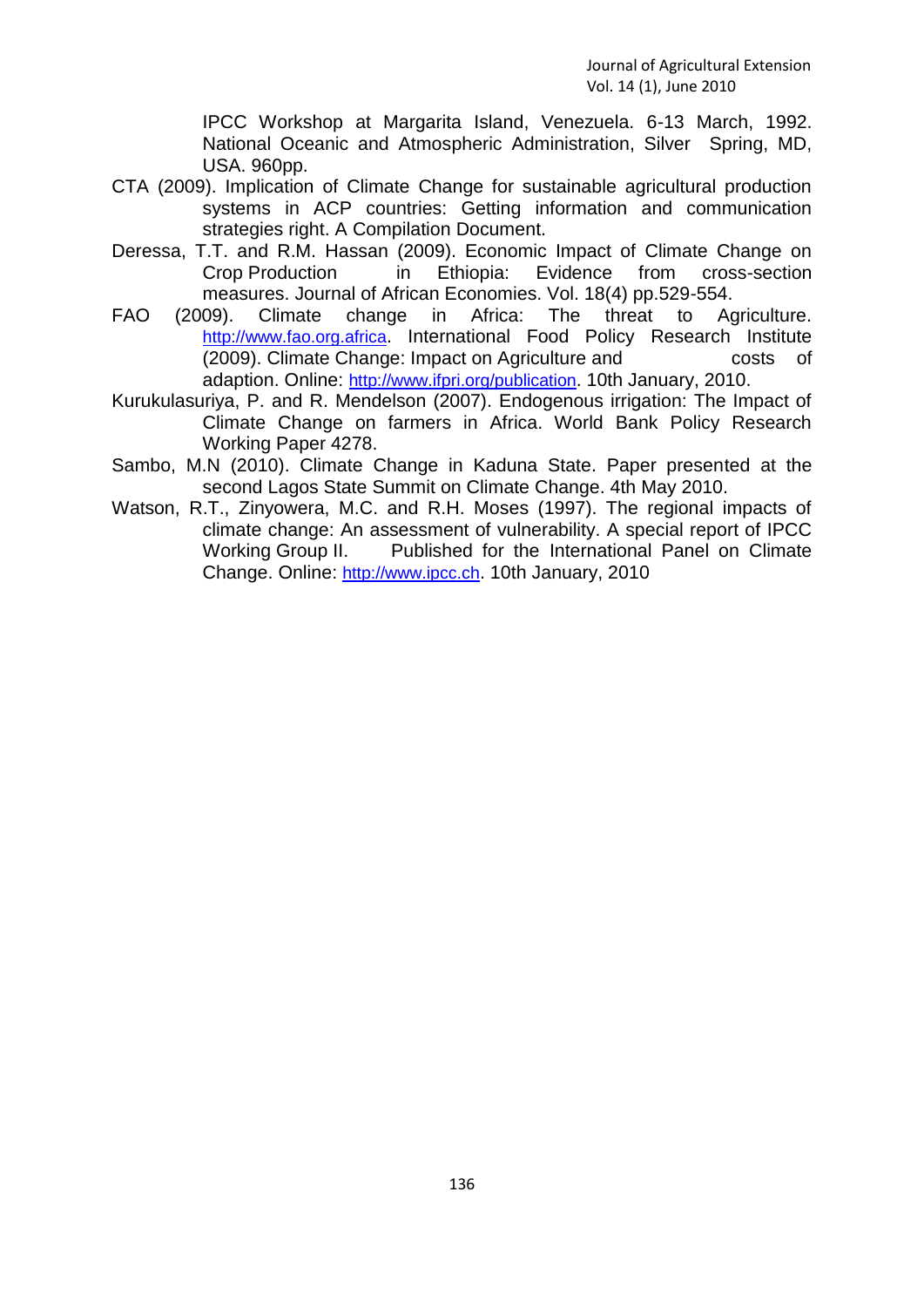IPCC Workshop at Margarita Island, Venezuela. 6-13 March, 1992. National Oceanic and Atmospheric Administration, Silver Spring, MD, USA. 960pp.

CTA (2009). Implication of Climate Change for sustainable agricultural production systems in ACP countries: Getting information and communication strategies right. A Compilation Document.

Deressa, T.T. and R.M. Hassan (2009). Economic Impact of Climate Change on Crop Production in Ethiopia: Evidence from cross-section measures. Journal of African Economies. Vol. 18(4) pp.529-554.

FAO (2009). Climate change in Africa: The threat to Agriculture. http://www.fao.org.africa. International Food Policy Research Institute (2009). Climate Change: Impact on Agriculture and costs of adaption. Online: http://www.ifpri.org/publication. 10th January, 2010.

Kurukulasuriya, P. and R. Mendelson (2007). Endogenous irrigation: The Impact of Climate Change on farmers in Africa. World Bank Policy Research Working Paper 4278.

Sambo, M.N (2010). Climate Change in Kaduna State. Paper presented at the second Lagos State Summit on Climate Change. 4th May 2010.

Watson, R.T., Zinyowera, M.C. and R.H. Moses (1997). The regional impacts of climate change: An assessment of vulnerability. A special report of IPCC Working Group II. Published for the International Panel on Climate Change. Online: http://www.ipcc.ch. 10th January, 2010